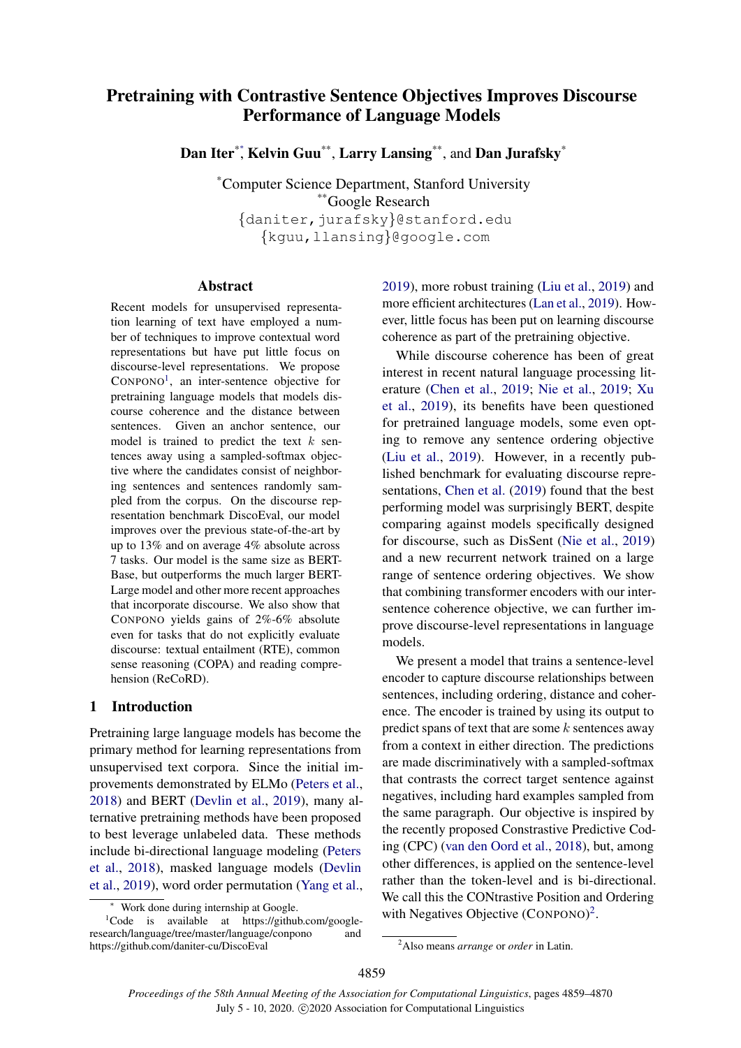# Pretraining with Contrastive Sentence Objectives Improves Discourse Performance of Language Models

**Dan Iter**[*,**], **Kelvin Guu**[**], **Larry Lansing**[**], and **Dan Jurafsky**[*]

[*]Computer Science Department, Stanford University
[**]Google Research
{daniter,jurafsky}@stanford.edu
{kguu,llansing}@google.com

## Abstract

Recent models for unsupervised representation learning of text have employed a number of techniques to improve contextual word representations but have put little focus on discourse-level representations. We propose CONPONO[1], an inter-sentence objective for pretraining language models that models discourse coherence and the distance between sentences. Given an anchor sentence, our model is trained to predict the text $k$ sentences away using a sampled-softmax objective where the candidates consist of neighboring sentences and sentences randomly sampled from the corpus. On the discourse representation benchmark DiscoEval, our model improves over the previous state-of-the-art by up to 13% and on average 4% absolute across 7 tasks. Our model is the same size as BERT-Base, but outperforms the much larger BERT-Large model and other more recent approaches that incorporate discourse. We also show that CONPONO yields gains of 2%-6% absolute even for tasks that do not explicitly evaluate discourse: textual entailment (RTE), common sense reasoning (COPA) and reading comprehension (ReCoRD).

## 1 Introduction

Pretraining large language models has become the primary method for learning representations from unsupervised text corpora. Since the initial improvements demonstrated by ELMo (Peters et al., 2018) and BERT (Devlin et al., 2019), many alternative pretraining methods have been proposed to best leverage unlabeled data. These methods include bi-directional language modeling (Peters et al., 2018), masked language models (Devlin et al., 2019), word order permutation (Yang et al., 2019), more robust training (Liu et al., 2019) and more efficient architectures (Lan et al., 2019). However, little focus has been put on learning discourse coherence as part of the pretraining objective.

While discourse coherence has been of great interest in recent natural language processing literature (Chen et al., 2019; Nie et al., 2019; Xu et al., 2019), its benefits have been questioned for pretrained language models, some even opting to remove any sentence ordering objective (Liu et al., 2019). However, in a recently published benchmark for evaluating discourse representations, Chen et al. (2019) found that the best performing model was surprisingly BERT, despite comparing against models specifically designed for discourse, such as DisSent (Nie et al., 2019) and a new recurrent network trained on a large range of sentence ordering objectives. We show that combining transformer encoders with our inter-sentence coherence objective, we can further improve discourse-level representations in language models.

We present a model that trains a sentence-level encoder to capture discourse relationships between sentences, including ordering, distance and coherence. The encoder is trained by using its output to predict spans of text that are some $k$ sentences away from a context in either direction. The predictions are made discriminatively with a sampled-softmax that contrasts the correct target sentence against negatives, including hard examples sampled from the same paragraph. Our objective is inspired by the recently proposed Constrastive Predictive Coding (CPC) (van den Oord et al., 2018), but, among other differences, is applied on the sentence-level rather than the token-level and is bi-directional. We call this the CONtrastive Position and Ordering with Negatives Objective (CONPONO)[2].

---

[*] Work done during internship at Google.

[1]Code is available at https://github.com/google-research/language/tree/master/language/conpono and https://github.com/daniter-cu/DiscoEval

[2]Also means *arrange* or *order* in Latin.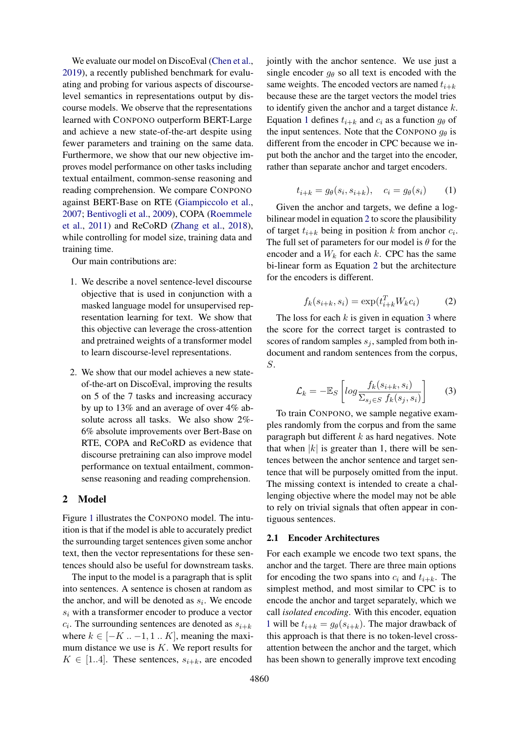We evaluate our model on DiscoEval (Chen et al., 2019), a recently published benchmark for evaluating and probing for various aspects of discourse-level semantics in representations output by discourse models. We observe that the representations learned with CONPONO outperform BERT-Large and achieve a new state-of-the-art despite using fewer parameters and training on the same data. Furthermore, we show that our new objective improves model performance on other tasks including textual entailment, common-sense reasoning and reading comprehension. We compare CONPONO against BERT-Base on RTE (Giampiccolo et al., 2007; Bentivogli et al., 2009), COPA (Roemmele et al., 2011) and ReCoRD (Zhang et al., 2018), while controlling for model size, training data and training time.

Our main contributions are:

1. We describe a novel sentence-level discourse objective that is used in conjunction with a masked language model for unsupervised representation learning for text. We show that this objective can leverage the cross-attention and pretrained weights of a transformer model to learn discourse-level representations.

2. We show that our model achieves a new state-of-the-art on DiscoEval, improving the results on 5 of the 7 tasks and increasing accuracy by up to 13% and an average of over 4% absolute across all tasks. We also show 2%-6% absolute improvements over Bert-Base on RTE, COPA and ReCoRD as evidence that discourse pretraining can also improve model performance on textual entailment, common-sense reasoning and reading comprehension.

## 2 Model

Figure 1 illustrates the CONPONO model. The intuition is that if the model is able to accurately predict the surrounding target sentences given some anchor text, then the vector representations for these sentences should also be useful for downstream tasks.

The input to the model is a paragraph that is split into sentences. A sentence is chosen at random as the anchor, and will be denoted as $s_i$. We encode $s_i$ with a transformer encoder to produce a vector $c_i$. The surrounding sentences are denoted as $s_{i+k}$ where $k \in [-K \mathinner{..} -1, 1 \mathinner{..} K]$, meaning the maximum distance we use is $K$. We report results for $K \in [1..4]$. These sentences, $s_{i+k}$, are encoded jointly with the anchor sentence. We use just a single encoder $g_\theta$ so all text is encoded with the same weights. The encoded vectors are named $t_{i+k}$ because these are the target vectors the model tries to identify given the anchor and a target distance $k$. Equation 1 defines $t_{i+k}$ and $c_i$ as a function $g_\theta$ of the input sentences. Note that the CONPONO $g_\theta$ is different from the encoder in CPC because we input both the anchor and the target into the encoder, rather than separate anchor and target encoders.

$$t_{i+k} = g_\theta(s_i, s_{i+k}), \quad c_i = g_\theta(s_i) \tag{1}$$

Given the anchor and targets, we define a log-bilinear model in equation 2 to score the plausibility of target $t_{i+k}$ being in position $k$ from anchor $c_i$. The full set of parameters for our model is $\theta$ for the encoder and a $W_k$ for each $k$. CPC has the same bi-linear form as Equation 2 but the architecture for the encoders is different.

$$f_k(s_{i+k}, s_i) = \exp(t_{i+k}^T W_k c_i) \tag{2}$$

The loss for each $k$ is given in equation 3 where the score for the correct target is contrasted to scores of random samples $s_j$, sampled from both in-document and random sentences from the corpus, $S$.

$$\mathcal{L}_k = -\mathbb{E}_S \left[ log \frac{f_k(s_{i+k}, s_i)}{\Sigma_{s_j \in S}\, f_k(s_j, s_i)} \right] \tag{3}$$

To train CONPONO, we sample negative examples randomly from the corpus and from the same paragraph but different $k$ as hard negatives. Note that when $|k|$ is greater than 1, there will be sentences between the anchor sentence and target sentence that will be purposely omitted from the input. The missing context is intended to create a challenging objective where the model may not be able to rely on trivial signals that often appear in contiguous sentences.

### 2.1 Encoder Architectures

For each example we encode two text spans, the anchor and the target. There are three main options for encoding the two spans into $c_i$ and $t_{i+k}$. The simplest method, and most similar to CPC is to encode the anchor and target separately, which we call *isolated encoding*. With this encoder, equation 1 will be $t_{i+k} = g_\theta(s_{i+k})$. The major drawback of this approach is that there is no token-level cross-attention between the anchor and the target, which has been shown to generally improve text encoding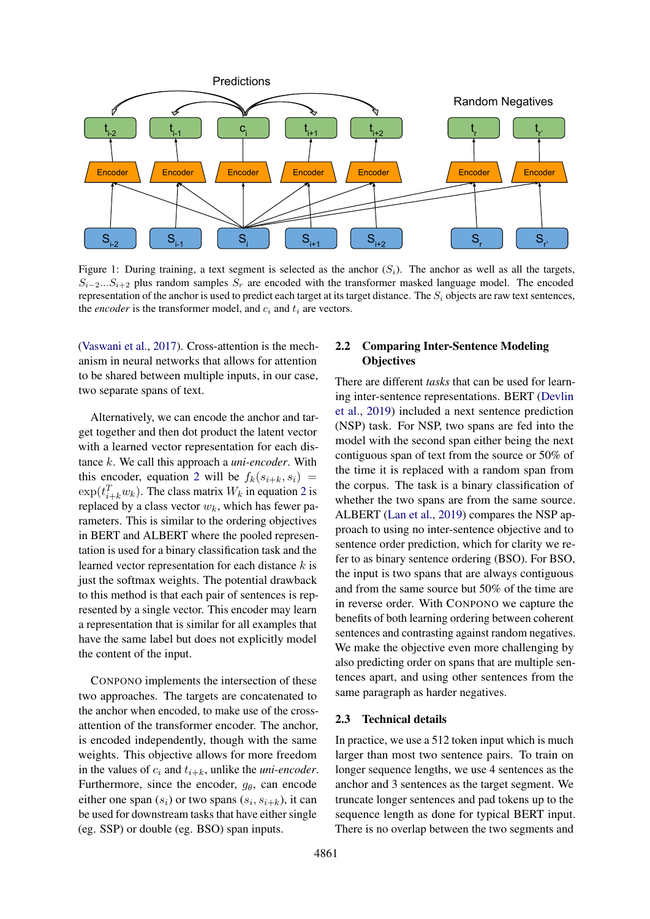Figure 1: During training, a text segment is selected as the anchor ($S_i$). The anchor as well as all the targets, $S_{i-2}...S_{i+2}$ plus random samples $S_r$ are encoded with the transformer masked language model. The encoded representation of the anchor is used to predict each target at its target distance. The $S_i$ objects are raw text sentences, the *encoder* is the transformer model, and $c_i$ and $t_i$ are vectors.

(Vaswani et al., 2017). Cross-attention is the mechanism in neural networks that allows for attention to be shared between multiple inputs, in our case, two separate spans of text.

Alternatively, we can encode the anchor and target together and then dot product the latent vector with a learned vector representation for each distance $k$. We call this approach a *uni-encoder*. With this encoder, equation 2 will be $f_k(s_{i+k}, s_i) = \exp(t_{i+k}^T w_k)$. The class matrix $W_k$ in equation 2 is replaced by a class vector $w_k$, which has fewer parameters. This is similar to the ordering objectives in BERT and ALBERT where the pooled representation is used for a binary classification task and the learned vector representation for each distance $k$ is just the softmax weights. The potential drawback to this method is that each pair of sentences is represented by a single vector. This encoder may learn a representation that is similar for all examples that have the same label but does not explicitly model the content of the input.

CONPONO implements the intersection of these two approaches. The targets are concatenated to the anchor when encoded, to make use of the cross-attention of the transformer encoder. The anchor, is encoded independently, though with the same weights. This objective allows for more freedom in the values of $c_i$ and $t_{i+k}$, unlike the *uni-encoder*. Furthermore, since the encoder, $g_\theta$, can encode either one span ($s_i$) or two spans ($s_i, s_{i+k}$), it can be used for downstream tasks that have either single (eg. SSP) or double (eg. BSO) span inputs.

## 2.2 Comparing Inter-Sentence Modeling Objectives

There are different *tasks* that can be used for learning inter-sentence representations. BERT (Devlin et al., 2019) included a next sentence prediction (NSP) task. For NSP, two spans are fed into the model with the second span either being the next contiguous span of text from the source or 50% of the time it is replaced with a random span from the corpus. The task is a binary classification of whether the two spans are from the same source. ALBERT (Lan et al., 2019) compares the NSP approach to using no inter-sentence objective and to sentence order prediction, which for clarity we refer to as binary sentence ordering (BSO). For BSO, the input is two spans that are always contiguous and from the same source but 50% of the time are in reverse order. With CONPONO we capture the benefits of both learning ordering between coherent sentences and contrasting against random negatives. We make the objective even more challenging by also predicting order on spans that are multiple sentences apart, and using other sentences from the same paragraph as harder negatives.

## 2.3 Technical details

In practice, we use a 512 token input which is much larger than most two sentence pairs. To train on longer sequence lengths, we use 4 sentences as the anchor and 3 sentences as the target segment. We truncate longer sentences and pad tokens up to the sequence length as done for typical BERT input. There is no overlap between the two segments and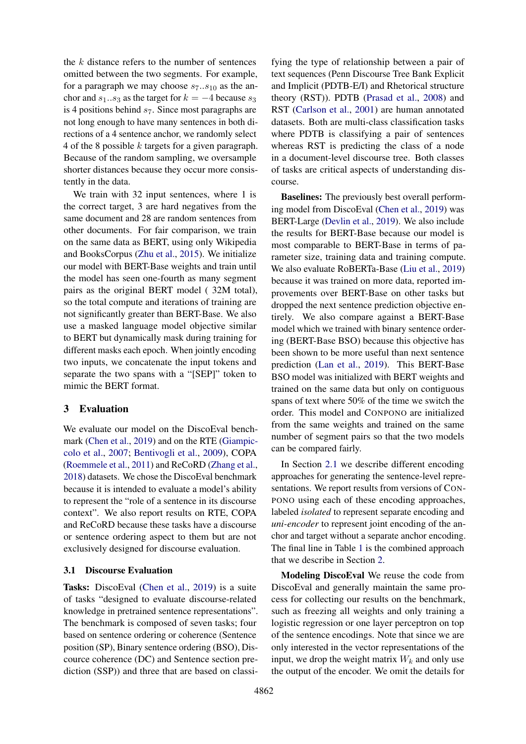the $k$ distance refers to the number of sentences omitted between the two segments. For example, for a paragraph we may choose $s_7..s_{10}$ as the anchor and $s_1..s_3$ as the target for $k = -4$ because $s_3$ is 4 positions behind $s_7$. Since most paragraphs are not long enough to have many sentences in both directions of a 4 sentence anchor, we randomly select 4 of the 8 possible $k$ targets for a given paragraph. Because of the random sampling, we oversample shorter distances because they occur more consistently in the data.

We train with 32 input sentences, where 1 is the correct target, 3 are hard negatives from the same document and 28 are random sentences from other documents. For fair comparison, we train on the same data as BERT, using only Wikipedia and BooksCorpus (Zhu et al., 2015). We initialize our model with BERT-Base weights and train until the model has seen one-fourth as many segment pairs as the original BERT model ( 32M total), so the total compute and iterations of training are not significantly greater than BERT-Base. We also use a masked language model objective similar to BERT but dynamically mask during training for different masks each epoch. When jointly encoding two inputs, we concatenate the input tokens and separate the two spans with a "[SEP]" token to mimic the BERT format.

## 3 Evaluation

We evaluate our model on the DiscoEval benchmark (Chen et al., 2019) and on the RTE (Giampiccolo et al., 2007; Bentivogli et al., 2009), COPA (Roemmele et al., 2011) and ReCoRD (Zhang et al., 2018) datasets. We chose the DiscoEval benchmark because it is intended to evaluate a model's ability to represent the "role of a sentence in its discourse context". We also report results on RTE, COPA and ReCoRD because these tasks have a discourse or sentence ordering aspect to them but are not exclusively designed for discourse evaluation.

### 3.1 Discourse Evaluation

**Tasks:** DiscoEval (Chen et al., 2019) is a suite of tasks "designed to evaluate discourse-related knowledge in pretrained sentence representations". The benchmark is composed of seven tasks; four based on sentence ordering or coherence (Sentence position (SP), Binary sentence ordering (BSO), Discource coherence (DC) and Sentence section prediction (SSP)) and three that are based on classifying the type of relationship between a pair of text sequences (Penn Discourse Tree Bank Explicit and Implicit (PDTB-E/I) and Rhetorical structure theory (RST)). PDTB (Prasad et al., 2008) and RST (Carlson et al., 2001) are human annotated datasets. Both are multi-class classification tasks where PDTB is classifying a pair of sentences whereas RST is predicting the class of a node in a document-level discourse tree. Both classes of tasks are critical aspects of understanding discourse.

**Baselines:** The previously best overall performing model from DiscoEval (Chen et al., 2019) was BERT-Large (Devlin et al., 2019). We also include the results for BERT-Base because our model is most comparable to BERT-Base in terms of parameter size, training data and training compute. We also evaluate RoBERTa-Base (Liu et al., 2019) because it was trained on more data, reported improvements over BERT-Base on other tasks but dropped the next sentence prediction objective entirely. We also compare against a BERT-Base model which we trained with binary sentence ordering (BERT-Base BSO) because this objective has been shown to be more useful than next sentence prediction (Lan et al., 2019). This BERT-Base BSO model was initialized with BERT weights and trained on the same data but only on contiguous spans of text where 50% of the time we switch the order. This model and CONPONO are initialized from the same weights and trained on the same number of segment pairs so that the two models can be compared fairly.

In Section 2.1 we describe different encoding approaches for generating the sentence-level representations. We report results from versions of CONPONO using each of these encoding approaches, labeled *isolated* to represent separate encoding and *uni-encoder* to represent joint encoding of the anchor and target without a separate anchor encoding. The final line in Table 1 is the combined approach that we describe in Section 2.

**Modeling DiscoEval** We reuse the code from DiscoEval and generally maintain the same process for collecting our results on the benchmark, such as freezing all weights and only training a logistic regression or one layer perceptron on top of the sentence encodings. Note that since we are only interested in the vector representations of the input, we drop the weight matrix $W_k$ and only use the output of the encoder. We omit the details for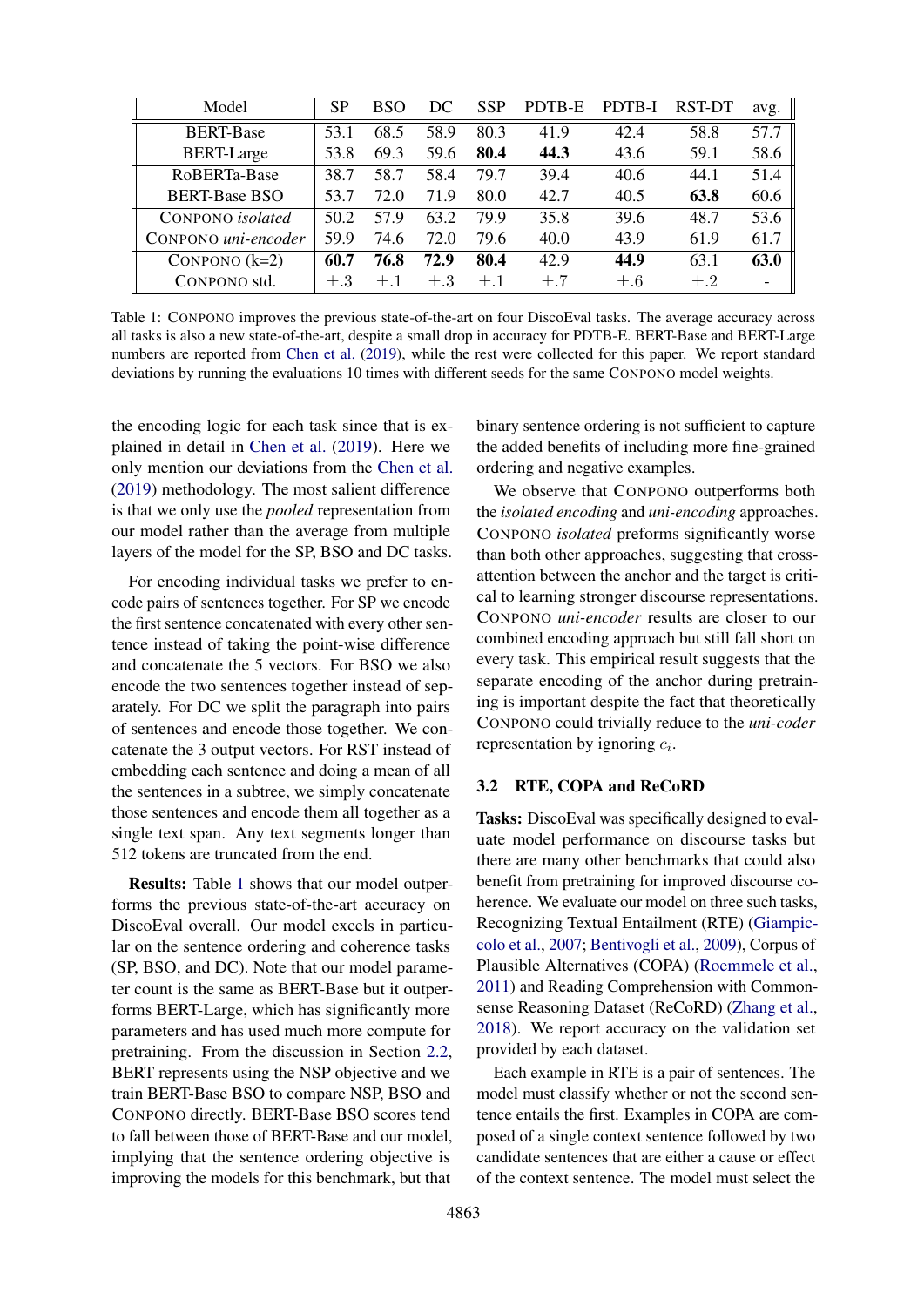| Model | SP | BSO | DC | SSP | PDTB-E | PDTB-I | RST-DT | avg. |
|---|---|---|---|---|---|---|---|---|
| BERT-Base | 53.1 | 68.5 | 58.9 | 80.3 | 41.9 | 42.4 | 58.8 | 57.7 |
| BERT-Large | 53.8 | 69.3 | 59.6 | **80.4** | **44.3** | 43.6 | 59.1 | 58.6 |
| RoBERTa-Base | 38.7 | 58.7 | 58.4 | 79.7 | 39.4 | 40.6 | 44.1 | 51.4 |
| BERT-Base BSO | 53.7 | 72.0 | 71.9 | 80.0 | 42.7 | 40.5 | **63.8** | 60.6 |
| CONPONO *isolated* | 50.2 | 57.9 | 63.2 | 79.9 | 35.8 | 39.6 | 48.7 | 53.6 |
| CONPONO *uni-encoder* | 59.9 | 74.6 | 72.0 | 79.6 | 40.0 | 43.9 | 61.9 | 61.7 |
| CONPONO (k=2) | **60.7** | **76.8** | **72.9** | **80.4** | 42.9 | **44.9** | 63.1 | **63.0** |
| CONPONO std. | ±.3 | ±.1 | ±.3 | ±.1 | ±.7 | ±.6 | ±.2 | - |

Table 1: CONPONO improves the previous state-of-the-art on four DiscoEval tasks. The average accuracy across all tasks is also a new state-of-the-art, despite a small drop in accuracy for PDTB-E. BERT-Base and BERT-Large numbers are reported from Chen et al. (2019), while the rest were collected for this paper. We report standard deviations by running the evaluations 10 times with different seeds for the same CONPONO model weights.

the encoding logic for each task since that is explained in detail in Chen et al. (2019). Here we only mention our deviations from the Chen et al. (2019) methodology. The most salient difference is that we only use the *pooled* representation from our model rather than the average from multiple layers of the model for the SP, BSO and DC tasks.

For encoding individual tasks we prefer to encode pairs of sentences together. For SP we encode the first sentence concatenated with every other sentence instead of taking the point-wise difference and concatenate the 5 vectors. For BSO we also encode the two sentences together instead of separately. For DC we split the paragraph into pairs of sentences and encode those together. We concatenate the 3 output vectors. For RST instead of embedding each sentence and doing a mean of all the sentences in a subtree, we simply concatenate those sentences and encode them all together as a single text span. Any text segments longer than 512 tokens are truncated from the end.

**Results:** Table 1 shows that our model outperforms the previous state-of-the-art accuracy on DiscoEval overall. Our model excels in particular on the sentence ordering and coherence tasks (SP, BSO, and DC). Note that our model parameter count is the same as BERT-Base but it outperforms BERT-Large, which has significantly more parameters and has used much more compute for pretraining. From the discussion in Section 2.2, BERT represents using the NSP objective and we train BERT-Base BSO to compare NSP, BSO and CONPONO directly. BERT-Base BSO scores tend to fall between those of BERT-Base and our model, implying that the sentence ordering objective is improving the models for this benchmark, but that binary sentence ordering is not sufficient to capture the added benefits of including more fine-grained ordering and negative examples.

We observe that CONPONO outperforms both the *isolated encoding* and *uni-encoding* approaches. CONPONO *isolated* preforms significantly worse than both other approaches, suggesting that cross-attention between the anchor and the target is critical to learning stronger discourse representations. CONPONO *uni-encoder* results are closer to our combined encoding approach but still fall short on every task. This empirical result suggests that the separate encoding of the anchor during pretraining is important despite the fact that theoretically CONPONO could trivially reduce to the *uni-coder* representation by ignoring $c_i$.

### 3.2 RTE, COPA and ReCoRD

**Tasks:** DiscoEval was specifically designed to evaluate model performance on discourse tasks but there are many other benchmarks that could also benefit from pretraining for improved discourse coherence. We evaluate our model on three such tasks, Recognizing Textual Entailment (RTE) (Giampiccolo et al., 2007; Bentivogli et al., 2009), Corpus of Plausible Alternatives (COPA) (Roemmele et al., 2011) and Reading Comprehension with Commonsense Reasoning Dataset (ReCoRD) (Zhang et al., 2018). We report accuracy on the validation set provided by each dataset.

Each example in RTE is a pair of sentences. The model must classify whether or not the second sentence entails the first. Examples in COPA are composed of a single context sentence followed by two candidate sentences that are either a cause or effect of the context sentence. The model must select the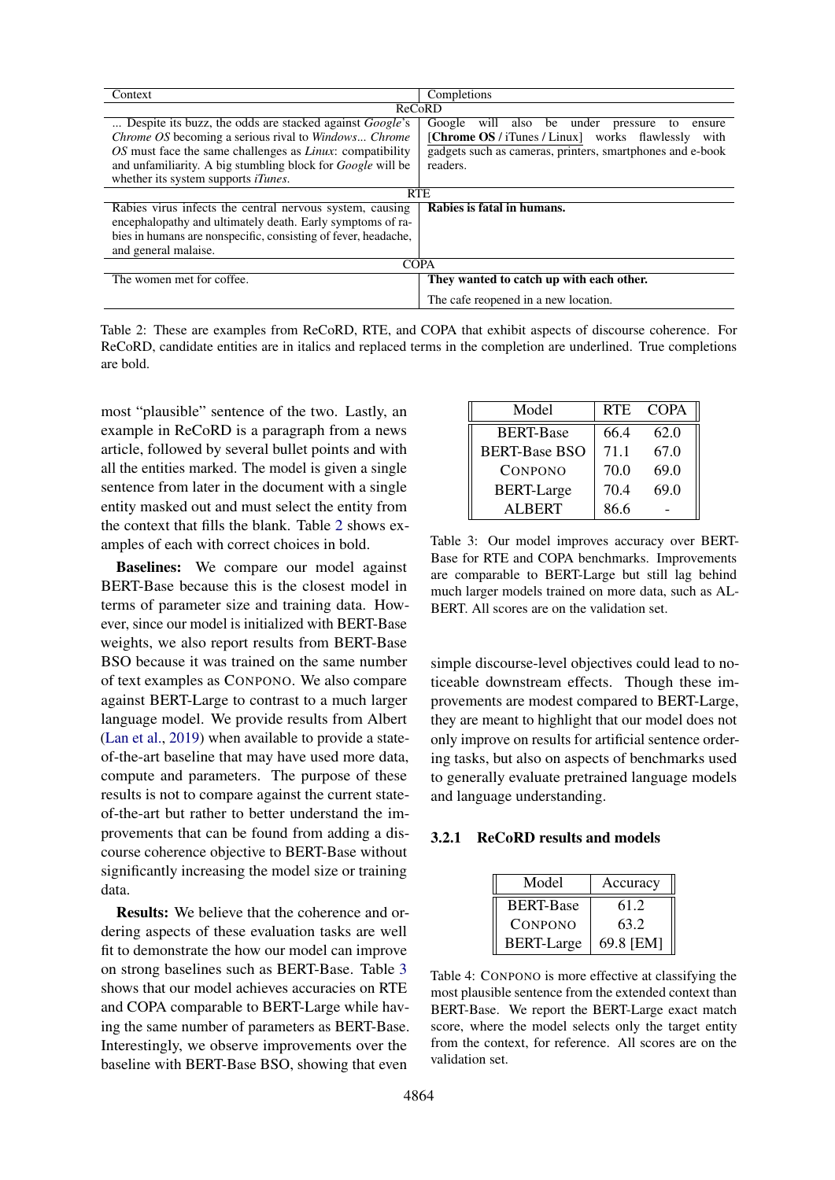| Context | Completions |
|---|---|
| ReCoRD | |
| ... Despite its buzz, the odds are stacked against *Google*'s *Chrome OS* becoming a serious rival to *Windows*... *Chrome OS* must face the same challenges as *Linux*: compatibility and unfamiliarity. A big stumbling block for *Google* will be whether its system supports *iTunes*. | Google will also be under pressure to ensure [**Chrome OS** / iTunes / Linux] works flawlessly with gadgets such as cameras, printers, smartphones and e-book readers. |
| RTE | |
| Rabies virus infects the central nervous system, causing encephalopathy and ultimately death. Early symptoms of rabies in humans are nonspecific, consisting of fever, headache, and general malaise. | **Rabies is fatal in humans.** |
| COPA | |
| The women met for coffee. | **They wanted to catch up with each other.** |
| | The cafe reopened in a new location. |

Table 2: These are examples from ReCoRD, RTE, and COPA that exhibit aspects of discourse coherence. For ReCoRD, candidate entities are in italics and replaced terms in the completion are underlined. True completions are bold.

most "plausible" sentence of the two. Lastly, an example in ReCoRD is a paragraph from a news article, followed by several bullet points and with all the entities marked. The model is given a single sentence from later in the document with a single entity masked out and must select the entity from the context that fills the blank. Table 2 shows examples of each with correct choices in bold.

**Baselines:** We compare our model against BERT-Base because this is the closest model in terms of parameter size and training data. However, since our model is initialized with BERT-Base weights, we also report results from BERT-Base BSO because it was trained on the same number of text examples as CONPONO. We also compare against BERT-Large to contrast to a much larger language model. We provide results from Albert (Lan et al., 2019) when available to provide a state-of-the-art baseline that may have used more data, compute and parameters. The purpose of these results is not to compare against the current state-of-the-art but rather to better understand the improvements that can be found from adding a discourse coherence objective to BERT-Base without significantly increasing the model size or training data.

**Results:** We believe that the coherence and ordering aspects of these evaluation tasks are well fit to demonstrate the how our model can improve on strong baselines such as BERT-Base. Table 3 shows that our model achieves accuracies on RTE and COPA comparable to BERT-Large while having the same number of parameters as BERT-Base. Interestingly, we observe improvements over the baseline with BERT-Base BSO, showing that even simple discourse-level objectives could lead to noticeable downstream effects. Though these improvements are modest compared to BERT-Large, they are meant to highlight that our model does not only improve on results for artificial sentence ordering tasks, but also on aspects of benchmarks used to generally evaluate pretrained language models and language understanding.

| Model | RTE | COPA |
|---|---|---|
| BERT-Base | 66.4 | 62.0 |
| BERT-Base BSO | 71.1 | 67.0 |
| CONPONO | 70.0 | 69.0 |
| BERT-Large | 70.4 | 69.0 |
| ALBERT | 86.6 | - |

Table 3: Our model improves accuracy over BERT-Base for RTE and COPA benchmarks. Improvements are comparable to BERT-Large but still lag behind much larger models trained on more data, such as ALBERT. All scores are on the validation set.

#### 3.2.1 ReCoRD results and models

| Model | Accuracy |
|---|---|
| BERT-Base | 61.2 |
| CONPONO | 63.2 |
| BERT-Large | 69.8 [EM] |

Table 4: CONPONO is more effective at classifying the most plausible sentence from the extended context than BERT-Base. We report the BERT-Large exact match score, where the model selects only the target entity from the context, for reference. All scores are on the validation set.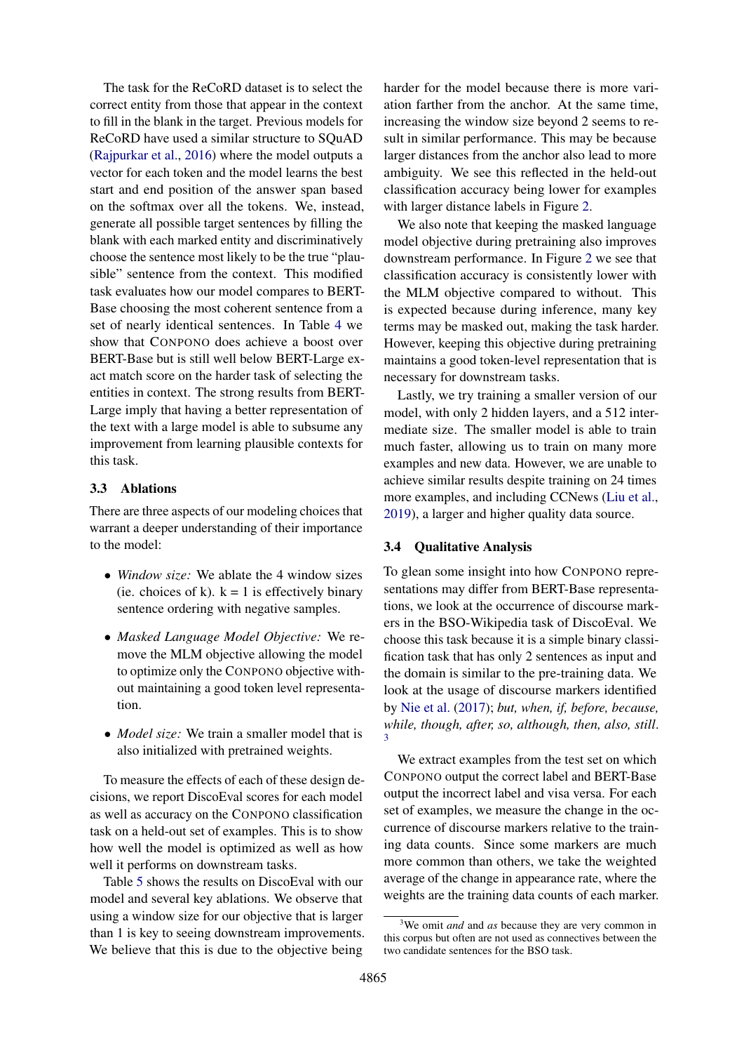The task for the ReCoRD dataset is to select the correct entity from those that appear in the context to fill in the blank in the target. Previous models for ReCoRD have used a similar structure to SQuAD (Rajpurkar et al., 2016) where the model outputs a vector for each token and the model learns the best start and end position of the answer span based on the softmax over all the tokens. We, instead, generate all possible target sentences by filling the blank with each marked entity and discriminatively choose the sentence most likely to be the true "plausible" sentence from the context. This modified task evaluates how our model compares to BERT-Base choosing the most coherent sentence from a set of nearly identical sentences. In Table 4 we show that CONPONO does achieve a boost over BERT-Base but is still well below BERT-Large exact match score on the harder task of selecting the entities in context. The strong results from BERT-Large imply that having a better representation of the text with a large model is able to subsume any improvement from learning plausible contexts for this task.

### 3.3 Ablations

There are three aspects of our modeling choices that warrant a deeper understanding of their importance to the model:

- *Window size:* We ablate the 4 window sizes (ie. choices of k). k = 1 is effectively binary sentence ordering with negative samples.
- *Masked Language Model Objective:* We remove the MLM objective allowing the model to optimize only the CONPONO objective without maintaining a good token level representation.
- *Model size:* We train a smaller model that is also initialized with pretrained weights.

To measure the effects of each of these design decisions, we report DiscoEval scores for each model as well as accuracy on the CONPONO classification task on a held-out set of examples. This is to show how well the model is optimized as well as how well it performs on downstream tasks.

Table 5 shows the results on DiscoEval with our model and several key ablations. We observe that using a window size for our objective that is larger than 1 is key to seeing downstream improvements. We believe that this is due to the objective being harder for the model because there is more variation farther from the anchor. At the same time, increasing the window size beyond 2 seems to result in similar performance. This may be because larger distances from the anchor also lead to more ambiguity. We see this reflected in the held-out classification accuracy being lower for examples with larger distance labels in Figure 2.

We also note that keeping the masked language model objective during pretraining also improves downstream performance. In Figure 2 we see that classification accuracy is consistently lower with the MLM objective compared to without. This is expected because during inference, many key terms may be masked out, making the task harder. However, keeping this objective during pretraining maintains a good token-level representation that is necessary for downstream tasks.

Lastly, we try training a smaller version of our model, with only 2 hidden layers, and a 512 intermediate size. The smaller model is able to train much faster, allowing us to train on many more examples and new data. However, we are unable to achieve similar results despite training on 24 times more examples, and including CCNews (Liu et al., 2019), a larger and higher quality data source.

### 3.4 Qualitative Analysis

To glean some insight into how CONPONO representations may differ from BERT-Base representations, we look at the occurrence of discourse markers in the BSO-Wikipedia task of DiscoEval. We choose this task because it is a simple binary classification task that has only 2 sentences as input and the domain is similar to the pre-training data. We look at the usage of discourse markers identified by Nie et al. (2017); *but, when, if, before, because, while, though, after, so, although, then, also, still*. [3]

We extract examples from the test set on which CONPONO output the correct label and BERT-Base output the incorrect label and visa versa. For each set of examples, we measure the change in the occurrence of discourse markers relative to the training data counts. Since some markers are much more common than others, we take the weighted average of the change in appearance rate, where the weights are the training data counts of each marker.

[3] We omit *and* and *as* because they are very common in this corpus but often are not used as connectives between the two candidate sentences for the BSO task.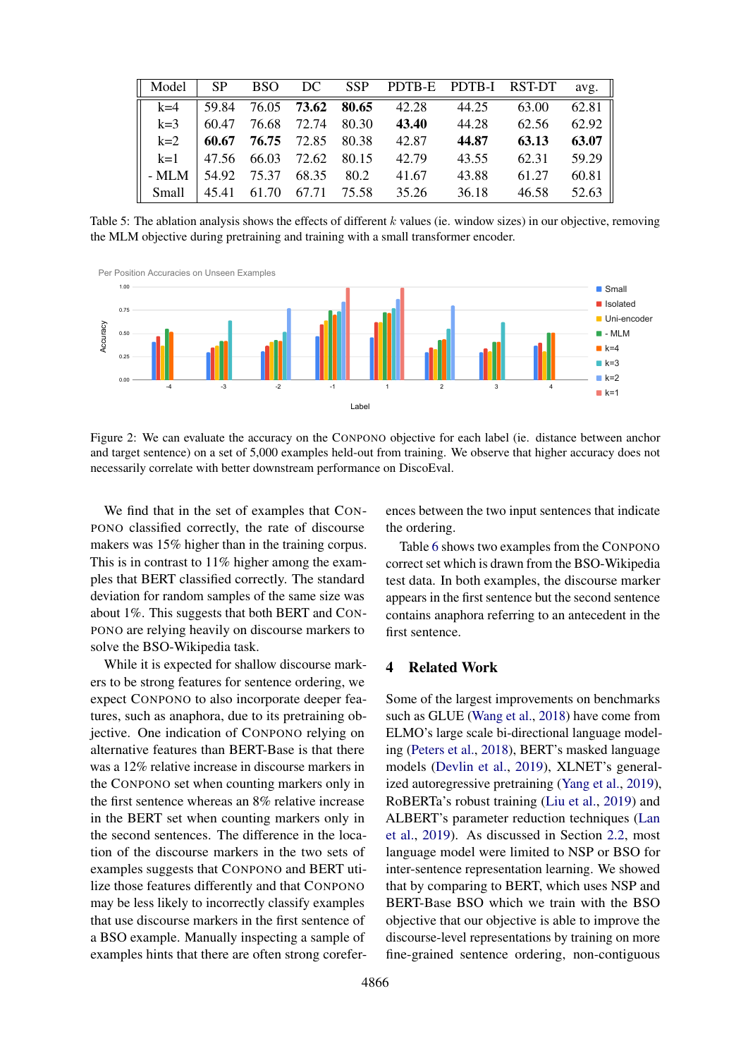| Model | SP | BSO | DC | SSP | PDTB-E | PDTB-I | RST-DT | avg. |
|---|---|---|---|---|---|---|---|---|
| k=4 | 59.84 | 76.05 | **73.62** | **80.65** | 42.28 | 44.25 | 63.00 | 62.81 |
| k=3 | 60.47 | 76.68 | 72.74 | 80.30 | **43.40** | 44.28 | 62.56 | 62.92 |
| k=2 | **60.67** | **76.75** | 72.85 | 80.38 | 42.87 | **44.87** | **63.13** | **63.07** |
| k=1 | 47.56 | 66.03 | 72.62 | 80.15 | 42.79 | 43.55 | 62.31 | 59.29 |
| - MLM | 54.92 | 75.37 | 68.35 | 80.2 | 41.67 | 43.88 | 61.27 | 60.81 |
| Small | 45.41 | 61.70 | 67.71 | 75.58 | 35.26 | 36.18 | 46.58 | 52.63 |

Table 5: The ablation analysis shows the effects of different $k$ values (ie. window sizes) in our objective, removing the MLM objective during pretraining and training with a small transformer encoder.

Figure 2: We can evaluate the accuracy on the CONPONO objective for each label (ie. distance between anchor and target sentence) on a set of 5,000 examples held-out from training. We observe that higher accuracy does not necessarily correlate with better downstream performance on DiscoEval.

We find that in the set of examples that CONPONO classified correctly, the rate of discourse makers was 15% higher than in the training corpus. This is in contrast to 11% higher among the examples that BERT classified correctly. The standard deviation for random samples of the same size was about 1%. This suggests that both BERT and CONPONO are relying heavily on discourse markers to solve the BSO-Wikipedia task.

While it is expected for shallow discourse markers to be strong features for sentence ordering, we expect CONPONO to also incorporate deeper features, such as anaphora, due to its pretraining objective. One indication of CONPONO relying on alternative features than BERT-Base is that there was a 12% relative increase in discourse markers in the CONPONO set when counting markers only in the first sentence whereas an 8% relative increase in the BERT set when counting markers only in the second sentences. The difference in the location of the discourse markers in the two sets of examples suggests that CONPONO and BERT utilize those features differently and that CONPONO may be less likely to incorrectly classify examples that use discourse markers in the first sentence of a BSO example. Manually inspecting a sample of examples hints that there are often strong coreferences between the two input sentences that indicate the ordering.

Table 6 shows two examples from the CONPONO correct set which is drawn from the BSO-Wikipedia test data. In both examples, the discourse marker appears in the first sentence but the second sentence contains anaphora referring to an antecedent in the first sentence.

## 4 Related Work

Some of the largest improvements on benchmarks such as GLUE (Wang et al., 2018) have come from ELMO's large scale bi-directional language modeling (Peters et al., 2018), BERT's masked language models (Devlin et al., 2019), XLNET's generalized autoregressive pretraining (Yang et al., 2019), RoBERTa's robust training (Liu et al., 2019) and ALBERT's parameter reduction techniques (Lan et al., 2019). As discussed in Section 2.2, most language model were limited to NSP or BSO for inter-sentence representation learning. We showed that by comparing to BERT, which uses NSP and BERT-Base BSO which we train with the BSO objective that our objective is able to improve the discourse-level representations by training on more fine-grained sentence ordering, non-contiguous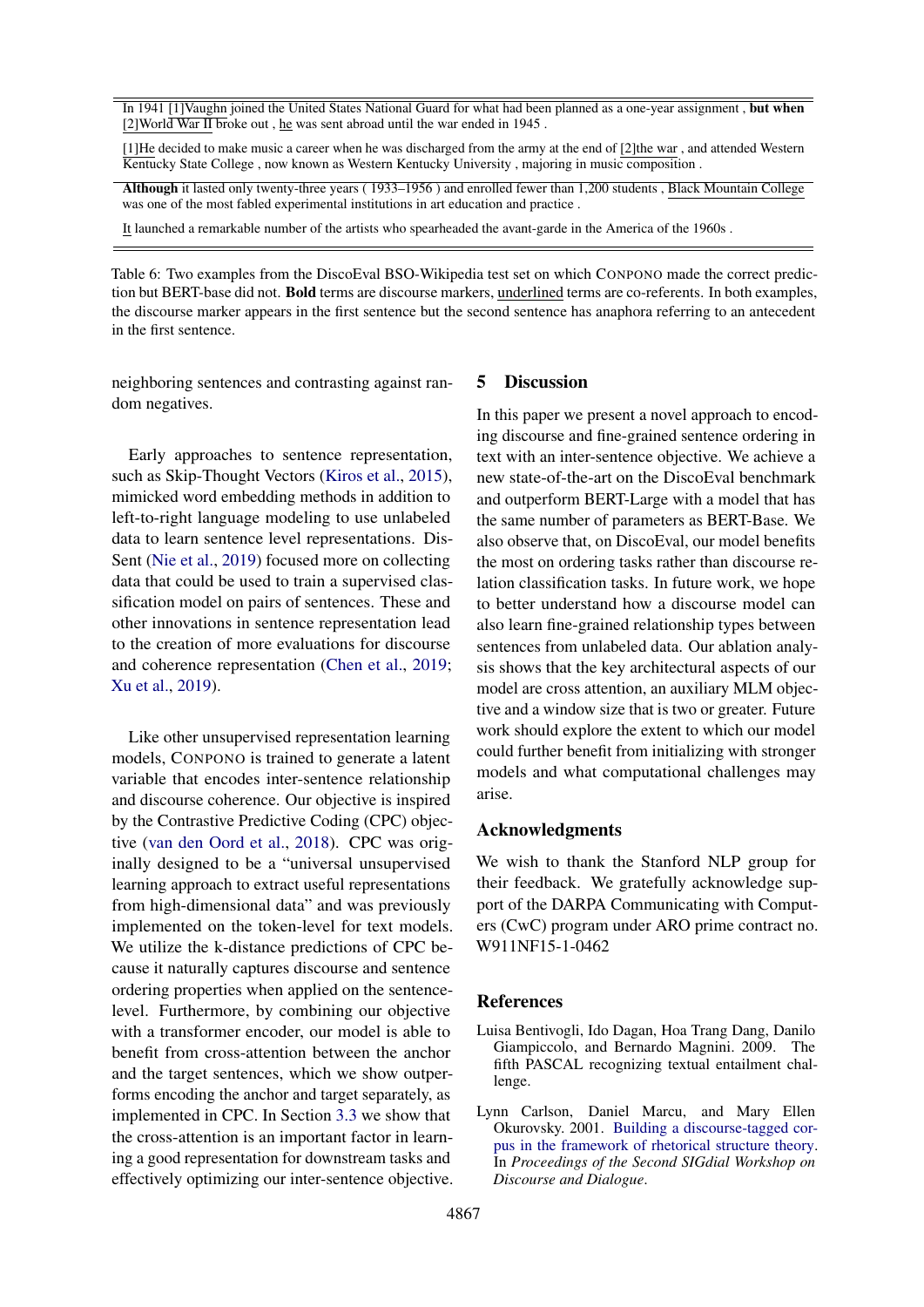| |
|---|
| In 1941 [1]Vaughn joined the United States National Guard for what had been planned as a one-year assignment , **but when** [2]World War II broke out , he was sent abroad until the war ended in 1945 . |
| [1]He decided to make music a career when he was discharged from the army at the end of [2]the war , and attended Western Kentucky State College , now known as Western Kentucky University , majoring in music composition . |
| **Although** it lasted only twenty-three years ( 1933–1956 ) and enrolled fewer than 1,200 students , Black Mountain College was one of the most fabled experimental institutions in art education and practice . |
| It launched a remarkable number of the artists who spearheaded the avant-garde in the America of the 1960s . |

Table 6: Two examples from the DiscoEval BSO-Wikipedia test set on which CONPONO made the correct prediction but BERT-base did not. **Bold** terms are discourse markers, underlined terms are co-referents. In both examples, the discourse marker appears in the first sentence but the second sentence has anaphora referring to an antecedent in the first sentence.

neighboring sentences and contrasting against random negatives.

Early approaches to sentence representation, such as Skip-Thought Vectors (Kiros et al., 2015), mimicked word embedding methods in addition to left-to-right language modeling to use unlabeled data to learn sentence level representations. DisSent (Nie et al., 2019) focused more on collecting data that could be used to train a supervised classification model on pairs of sentences. These and other innovations in sentence representation lead to the creation of more evaluations for discourse and coherence representation (Chen et al., 2019; Xu et al., 2019).

Like other unsupervised representation learning models, CONPONO is trained to generate a latent variable that encodes inter-sentence relationship and discourse coherence. Our objective is inspired by the Contrastive Predictive Coding (CPC) objective (van den Oord et al., 2018). CPC was originally designed to be a "universal unsupervised learning approach to extract useful representations from high-dimensional data" and was previously implemented on the token-level for text models. We utilize the k-distance predictions of CPC because it naturally captures discourse and sentence ordering properties when applied on the sentence-level. Furthermore, by combining our objective with a transformer encoder, our model is able to benefit from cross-attention between the anchor and the target sentences, which we show outperforms encoding the anchor and target separately, as implemented in CPC. In Section 3.3 we show that the cross-attention is an important factor in learning a good representation for downstream tasks and effectively optimizing our inter-sentence objective.

## 5 Discussion

In this paper we present a novel approach to encoding discourse and fine-grained sentence ordering in text with an inter-sentence objective. We achieve a new state-of-the-art on the DiscoEval benchmark and outperform BERT-Large with a model that has the same number of parameters as BERT-Base. We also observe that, on DiscoEval, our model benefits the most on ordering tasks rather than discourse relation classification tasks. In future work, we hope to better understand how a discourse model can also learn fine-grained relationship types between sentences from unlabeled data. Our ablation analysis shows that the key architectural aspects of our model are cross attention, an auxiliary MLM objective and a window size that is two or greater. Future work should explore the extent to which our model could further benefit from initializing with stronger models and what computational challenges may arise.

## Acknowledgments

We wish to thank the Stanford NLP group for their feedback. We gratefully acknowledge support of the DARPA Communicating with Computers (CwC) program under ARO prime contract no. W911NF15-1-0462

## References

Luisa Bentivogli, Ido Dagan, Hoa Trang Dang, Danilo Giampiccolo, and Bernardo Magnini. 2009. The fifth PASCAL recognizing textual entailment challenge.

Lynn Carlson, Daniel Marcu, and Mary Ellen Okurovsky. 2001. Building a discourse-tagged corpus in the framework of rhetorical structure theory. In *Proceedings of the Second SIGdial Workshop on Discourse and Dialogue*.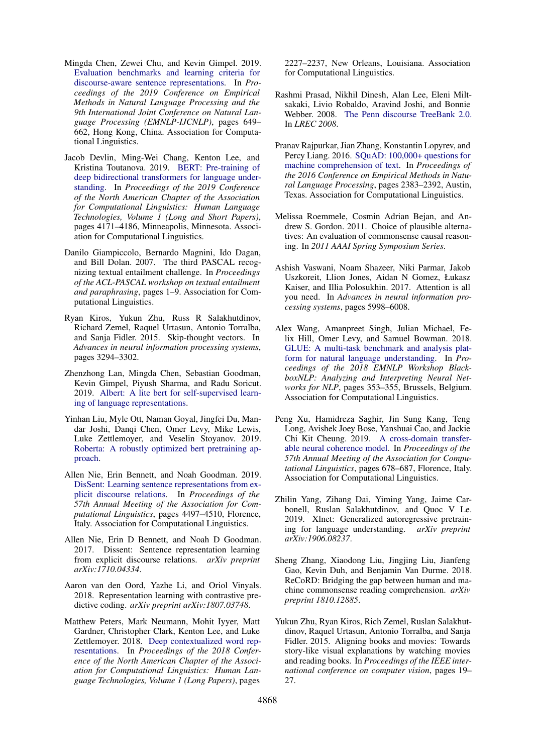Mingda Chen, Zewei Chu, and Kevin Gimpel. 2019. Evaluation benchmarks and learning criteria for discourse-aware sentence representations. In *Proceedings of the 2019 Conference on Empirical Methods in Natural Language Processing and the 9th International Joint Conference on Natural Language Processing (EMNLP-IJCNLP)*, pages 649–662, Hong Kong, China. Association for Computational Linguistics.

Jacob Devlin, Ming-Wei Chang, Kenton Lee, and Kristina Toutanova. 2019. BERT: Pre-training of deep bidirectional transformers for language understanding. In *Proceedings of the 2019 Conference of the North American Chapter of the Association for Computational Linguistics: Human Language Technologies, Volume 1 (Long and Short Papers)*, pages 4171–4186, Minneapolis, Minnesota. Association for Computational Linguistics.

Danilo Giampiccolo, Bernardo Magnini, Ido Dagan, and Bill Dolan. 2007. The third PASCAL recognizing textual entailment challenge. In *Proceedings of the ACL-PASCAL workshop on textual entailment and paraphrasing*, pages 1–9. Association for Computational Linguistics.

Ryan Kiros, Yukun Zhu, Russ R Salakhutdinov, Richard Zemel, Raquel Urtasun, Antonio Torralba, and Sanja Fidler. 2015. Skip-thought vectors. In *Advances in neural information processing systems*, pages 3294–3302.

Zhenzhong Lan, Mingda Chen, Sebastian Goodman, Kevin Gimpel, Piyush Sharma, and Radu Soricut. 2019. Albert: A lite bert for self-supervised learning of language representations.

Yinhan Liu, Myle Ott, Naman Goyal, Jingfei Du, Mandar Joshi, Danqi Chen, Omer Levy, Mike Lewis, Luke Zettlemoyer, and Veselin Stoyanov. 2019. Roberta: A robustly optimized bert pretraining approach.

Allen Nie, Erin Bennett, and Noah Goodman. 2019. DisSent: Learning sentence representations from explicit discourse relations. In *Proceedings of the 57th Annual Meeting of the Association for Computational Linguistics*, pages 4497–4510, Florence, Italy. Association for Computational Linguistics.

Allen Nie, Erin D Bennett, and Noah D Goodman. 2017. Dissent: Sentence representation learning from explicit discourse relations. *arXiv preprint arXiv:1710.04334*.

Aaron van den Oord, Yazhe Li, and Oriol Vinyals. 2018. Representation learning with contrastive predictive coding. *arXiv preprint arXiv:1807.03748*.

Matthew Peters, Mark Neumann, Mohit Iyyer, Matt Gardner, Christopher Clark, Kenton Lee, and Luke Zettlemoyer. 2018. Deep contextualized word representations. In *Proceedings of the 2018 Conference of the North American Chapter of the Association for Computational Linguistics: Human Language Technologies, Volume 1 (Long Papers)*, pages 2227–2237, New Orleans, Louisiana. Association for Computational Linguistics.

Rashmi Prasad, Nikhil Dinesh, Alan Lee, Eleni Miltsakaki, Livio Robaldo, Aravind Joshi, and Bonnie Webber. 2008. The Penn discourse TreeBank 2.0. In *LREC 2008*.

Pranav Rajpurkar, Jian Zhang, Konstantin Lopyrev, and Percy Liang. 2016. SQuAD: 100,000+ questions for machine comprehension of text. In *Proceedings of the 2016 Conference on Empirical Methods in Natural Language Processing*, pages 2383–2392, Austin, Texas. Association for Computational Linguistics.

Melissa Roemmele, Cosmin Adrian Bejan, and Andrew S. Gordon. 2011. Choice of plausible alternatives: An evaluation of commonsense causal reasoning. In *2011 AAAI Spring Symposium Series*.

Ashish Vaswani, Noam Shazeer, Niki Parmar, Jakob Uszkoreit, Llion Jones, Aidan N Gomez, Łukasz Kaiser, and Illia Polosukhin. 2017. Attention is all you need. In *Advances in neural information processing systems*, pages 5998–6008.

Alex Wang, Amanpreet Singh, Julian Michael, Felix Hill, Omer Levy, and Samuel Bowman. 2018. GLUE: A multi-task benchmark and analysis platform for natural language understanding. In *Proceedings of the 2018 EMNLP Workshop BlackboxNLP: Analyzing and Interpreting Neural Networks for NLP*, pages 353–355, Brussels, Belgium. Association for Computational Linguistics.

Peng Xu, Hamidreza Saghir, Jin Sung Kang, Teng Long, Avishek Joey Bose, Yanshuai Cao, and Jackie Chi Kit Cheung. 2019. A cross-domain transferable neural coherence model. In *Proceedings of the 57th Annual Meeting of the Association for Computational Linguistics*, pages 678–687, Florence, Italy. Association for Computational Linguistics.

Zhilin Yang, Zihang Dai, Yiming Yang, Jaime Carbonell, Ruslan Salakhutdinov, and Quoc V Le. 2019. Xlnet: Generalized autoregressive pretraining for language understanding. *arXiv preprint arXiv:1906.08237*.

Sheng Zhang, Xiaodong Liu, Jingjing Liu, Jianfeng Gao, Kevin Duh, and Benjamin Van Durme. 2018. ReCoRD: Bridging the gap between human and machine commonsense reading comprehension. *arXiv preprint 1810.12885*.

Yukun Zhu, Ryan Kiros, Rich Zemel, Ruslan Salakhutdinov, Raquel Urtasun, Antonio Torralba, and Sanja Fidler. 2015. Aligning books and movies: Towards story-like visual explanations by watching movies and reading books. In *Proceedings of the IEEE international conference on computer vision*, pages 19–27.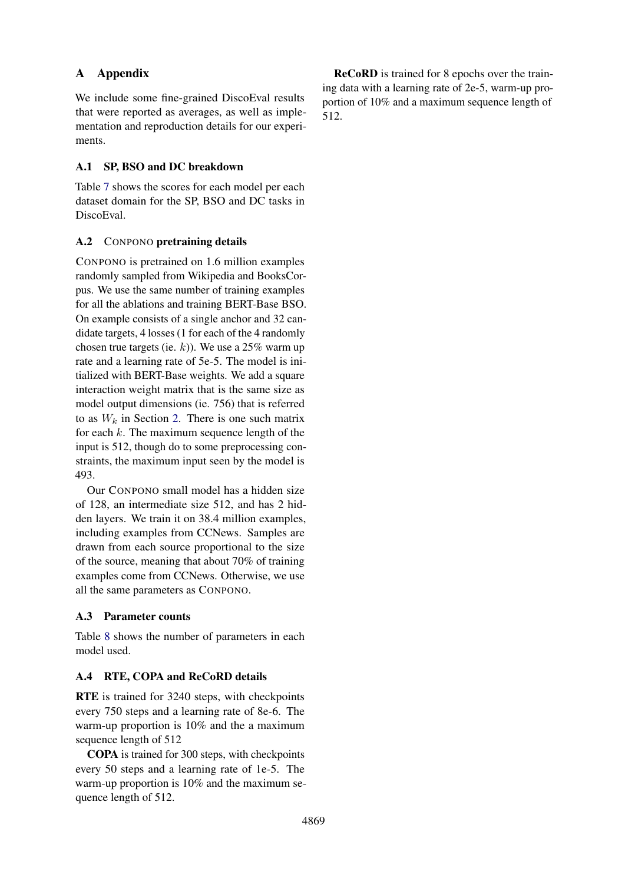# A Appendix

We include some fine-grained DiscoEval results that were reported as averages, as well as implementation and reproduction details for our experiments.

## A.1 SP, BSO and DC breakdown

Table 7 shows the scores for each model per each dataset domain for the SP, BSO and DC tasks in DiscoEval.

## A.2 CONPONO pretraining details

CONPONO is pretrained on 1.6 million examples randomly sampled from Wikipedia and BooksCorpus. We use the same number of training examples for all the ablations and training BERT-Base BSO. On example consists of a single anchor and 32 candidate targets, 4 losses (1 for each of the 4 randomly chosen true targets (ie. $k$)). We use a 25% warm up rate and a learning rate of 5e-5. The model is initialized with BERT-Base weights. We add a square interaction weight matrix that is the same size as model output dimensions (ie. 756) that is referred to as $W_k$ in Section 2. There is one such matrix for each $k$. The maximum sequence length of the input is 512, though do to some preprocessing constraints, the maximum input seen by the model is 493.

Our CONPONO small model has a hidden size of 128, an intermediate size 512, and has 2 hidden layers. We train it on 38.4 million examples, including examples from CCNews. Samples are drawn from each source proportional to the size of the source, meaning that about 70% of training examples come from CCNews. Otherwise, we use all the same parameters as CONPONO.

## A.3 Parameter counts

Table 8 shows the number of parameters in each model used.

## A.4 RTE, COPA and ReCoRD details

**RTE** is trained for 3240 steps, with checkpoints every 750 steps and a learning rate of 8e-6. The warm-up proportion is 10% and the a maximum sequence length of 512

**COPA** is trained for 300 steps, with checkpoints every 50 steps and a learning rate of 1e-5. The warm-up proportion is 10% and the maximum sequence length of 512.

**ReCoRD** is trained for 8 epochs over the training data with a learning rate of 2e-5, warm-up proportion of 10% and a maximum sequence length of 512.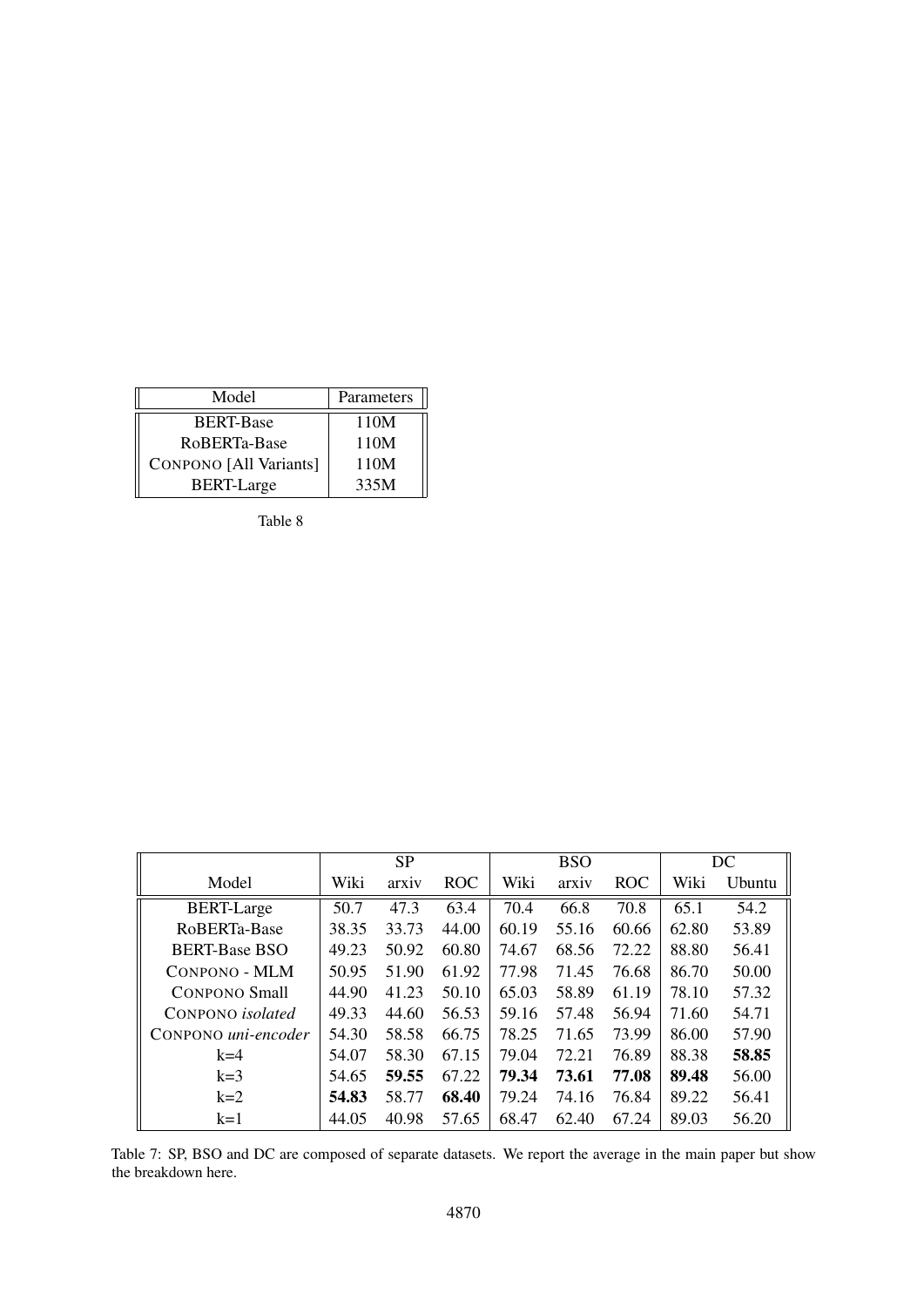| Model | Parameters |
|---|---|
| BERT-Base | 110M |
| RoBERTa-Base | 110M |
| CONPONO [All Variants] | 110M |
| BERT-Large | 335M |

Table 8

| | SP | | | BSO | | | DC | |
|---|---|---|---|---|---|---|---|---|
| Model | Wiki | arxiv | ROC | Wiki | arxiv | ROC | Wiki | Ubuntu |
| BERT-Large | 50.7 | 47.3 | 63.4 | 70.4 | 66.8 | 70.8 | 65.1 | 54.2 |
| RoBERTa-Base | 38.35 | 33.73 | 44.00 | 60.19 | 55.16 | 60.66 | 62.80 | 53.89 |
| BERT-Base BSO | 49.23 | 50.92 | 60.80 | 74.67 | 68.56 | 72.22 | 88.80 | 56.41 |
| CONPONO - MLM | 50.95 | 51.90 | 61.92 | 77.98 | 71.45 | 76.68 | 86.70 | 50.00 |
| CONPONO Small | 44.90 | 41.23 | 50.10 | 65.03 | 58.89 | 61.19 | 78.10 | 57.32 |
| CONPONO *isolated* | 49.33 | 44.60 | 56.53 | 59.16 | 57.48 | 56.94 | 71.60 | 54.71 |
| CONPONO *uni-encoder* | 54.30 | 58.58 | 66.75 | 78.25 | 71.65 | 73.99 | 86.00 | 57.90 |
| k=4 | 54.07 | 58.30 | 67.15 | 79.04 | 72.21 | 76.89 | 88.38 | **58.85** |
| k=3 | 54.65 | **59.55** | 67.22 | **79.34** | **73.61** | **77.08** | **89.48** | 56.00 |
| k=2 | **54.83** | 58.77 | **68.40** | 79.24 | 74.16 | 76.84 | 89.22 | 56.41 |
| k=1 | 44.05 | 40.98 | 57.65 | 68.47 | 62.40 | 67.24 | 89.03 | 56.20 |

Table 7: SP, BSO and DC are composed of separate datasets. We report the average in the main paper but show the breakdown here.